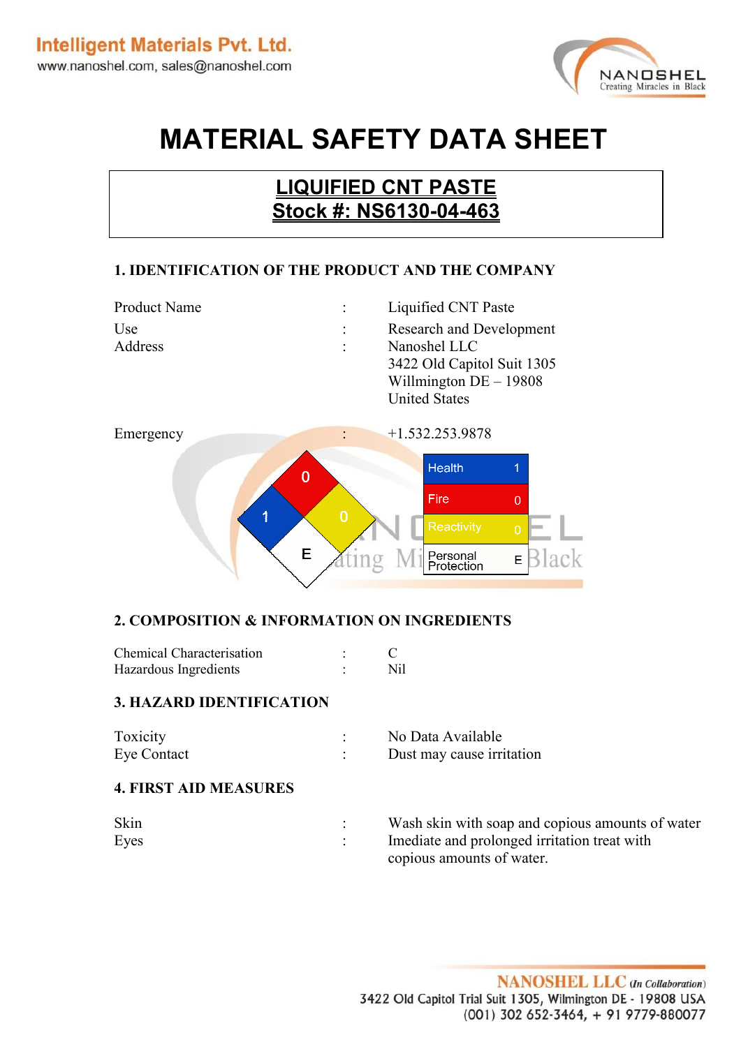Intelligent Materials Pvt. Ltd.
www.nanoshel.com, sales@nanoshel.com

NANOSHEL
Creating Miracles in Black

# MATERIAL SAFETY DATA SHEET

## LIQUIFIED CNT PASTE
## Stock #: NS6130-04-463

### 1. IDENTIFICATION OF THE PRODUCT AND THE COMPANY

| | | |
|---|---|---|
| Product Name | : | Liquified CNT Paste |
| Use | : | Research and Development |
| Address | : | Nanoshel LLC<br>3422 Old Capitol Suit 1305<br>Willmington DE – 19808<br>United States |
| Emergency | : | +1.532.253.9878 |

| | |
|---|---|
| Health | 1 |
| Fire | 0 |
| Reactivity | 0 |
| Personal Protection | E |

### 2. COMPOSITION & INFORMATION ON INGREDIENTS

| | | |
|---|---|---|
| Chemical Characterisation | : | C |
| Hazardous Ingredients | : | Nil |

### 3. HAZARD IDENTIFICATION

| | | |
|---|---|---|
| Toxicity | : | No Data Available |
| Eye Contact | : | Dust may cause irritation |

### 4. FIRST AID MEASURES

| | | |
|---|---|---|
| Skin | : | Wash skin with soap and copious amounts of water |
| Eyes | : | Imediate and prolonged irritation treat with copious amounts of water. |

NANOSHEL LLC *(In Collaboration)*
3422 Old Capitol Trial Suit 1305, Wilmington DE - 19808 USA
(001) 302 652-3464, + 91 9779-880077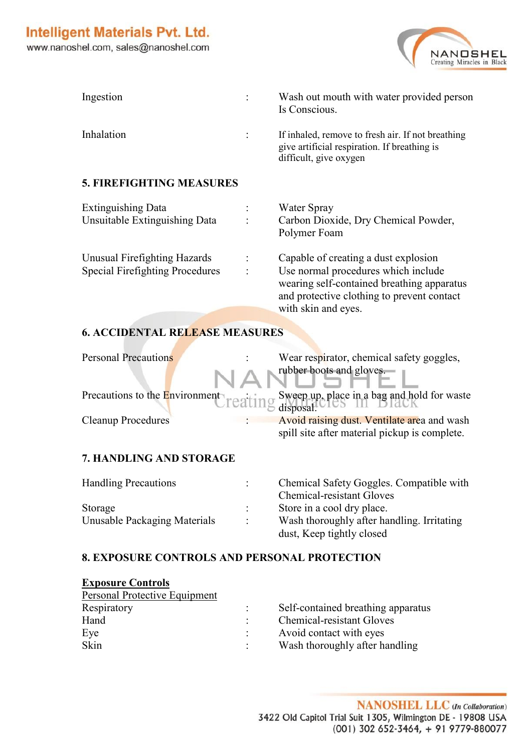| | | |
|---|---|---|
| Ingestion | : | Wash out mouth with water provided person Is Conscious. |
| Inhalation | : | If inhaled, remove to fresh air. If not breathing give artificial respiration. If breathing is difficult, give oxygen |

## 5. FIREFIGHTING MEASURES

| | | |
|---|---|---|
| Extinguishing Data | : | Water Spray |
| Unsuitable Extinguishing Data | : | Carbon Dioxide, Dry Chemical Powder, Polymer Foam |
| Unusual Firefighting Hazards | : | Capable of creating a dust explosion |
| Special Firefighting Procedures | : | Use normal procedures which include wearing self-contained breathing apparatus and protective clothing to prevent contact with skin and eyes. |

## 6. ACCIDENTAL RELEASE MEASURES

| | | |
|---|---|---|
| Personal Precautions | : | Wear respirator, chemical safety goggles, rubber boots and gloves. |
| Precautions to the Environment | : | Sweep up, place in a bag and hold for waste disposal. |
| Cleanup Procedures | : | Avoid raising dust. Ventilate area and wash spill site after material pickup is complete. |

## 7. HANDLING AND STORAGE

| | | |
|---|---|---|
| Handling Precautions | : | Chemical Safety Goggles. Compatible with Chemical-resistant Gloves |
| Storage | : | Store in a cool dry place. |
| Unusable Packaging Materials | : | Wash thoroughly after handling. Irritating dust, Keep tightly closed |

## 8. EXPOSURE CONTROLS AND PERSONAL PROTECTION

**Exposure Controls**

Personal Protective Equipment

| | | |
|---|---|---|
| Respiratory | : | Self-contained breathing apparatus |
| Hand | : | Chemical-resistant Gloves |
| Eye | : | Avoid contact with eyes |
| Skin | : | Wash thoroughly after handling |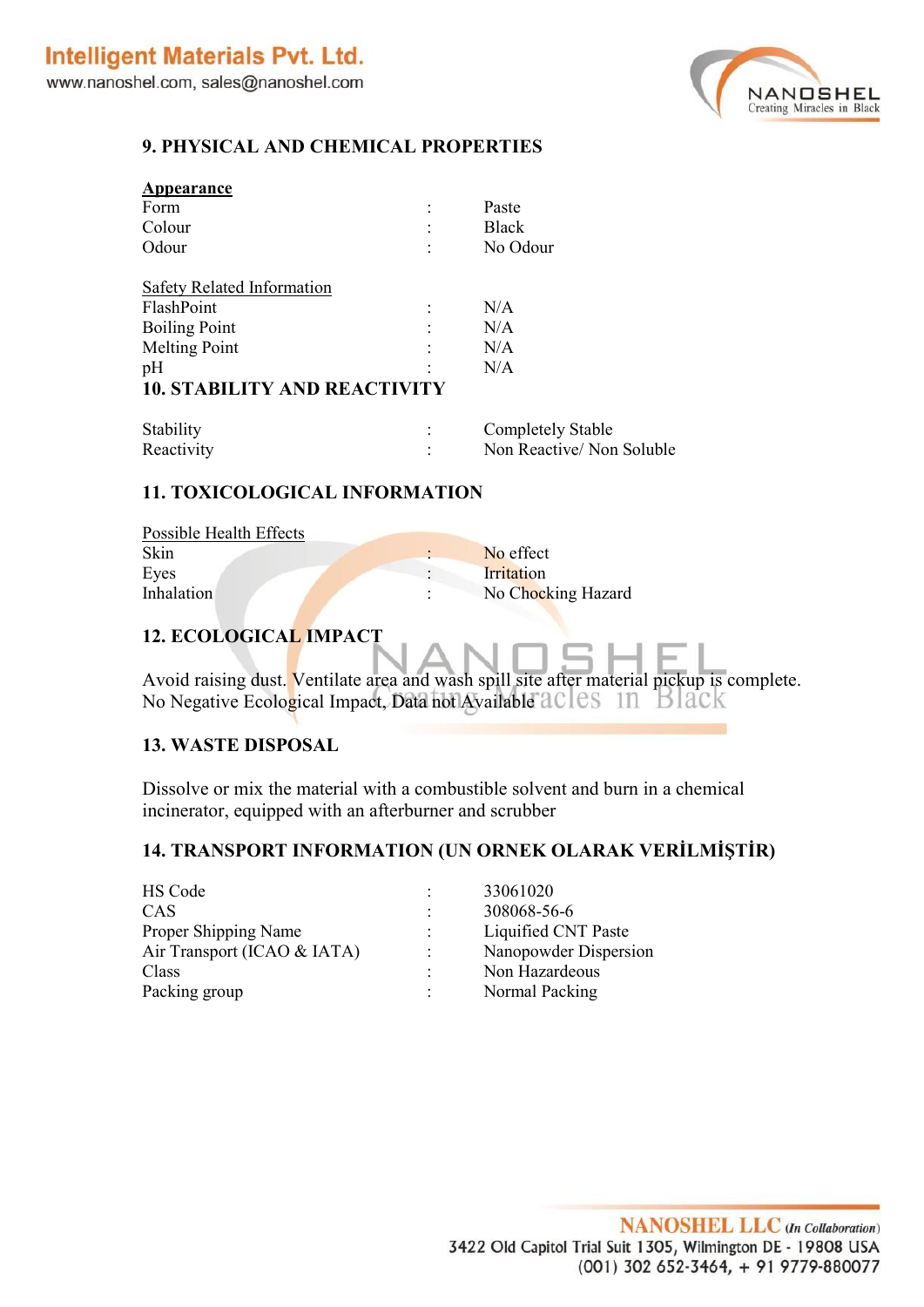## 9. PHYSICAL AND CHEMICAL PROPERTIES

**Appearance**

| | | |
|---|---|---|
| Form | : | Paste |
| Colour | : | Black |
| Odour | : | No Odour |

Safety Related Information

| | | |
|---|---|---|
| FlashPoint | : | N/A |
| Boiling Point | : | N/A |
| Melting Point | : | N/A |
| pH | : | N/A |

## 10. STABILITY AND REACTIVITY

| | | |
|---|---|---|
| Stability | : | Completely Stable |
| Reactivity | : | Non Reactive/ Non Soluble |

## 11. TOXICOLOGICAL INFORMATION

Possible Health Effects

| | | |
|---|---|---|
| Skin | : | No effect |
| Eyes | : | Irritation |
| Inhalation | : | No Chocking Hazard |

## 12. ECOLOGICAL IMPACT

Avoid raising dust. Ventilate area and wash spill site after material pickup is complete. No Negative Ecological Impact, Data not Available

## 13. WASTE DISPOSAL

Dissolve or mix the material with a combustible solvent and burn in a chemical incinerator, equipped with an afterburner and scrubber

## 14. TRANSPORT INFORMATION (UN ORNEK OLARAK VERİLMİŞTİR)

| | | |
|---|---|---|
| HS Code | : | 33061020 |
| CAS | : | 308068-56-6 |
| Proper Shipping Name | : | Liquified CNT Paste |
| Air Transport (ICAO & IATA) | : | Nanopowder Dispersion |
| Class | : | Non Hazardeous |
| Packing group | : | Normal Packing |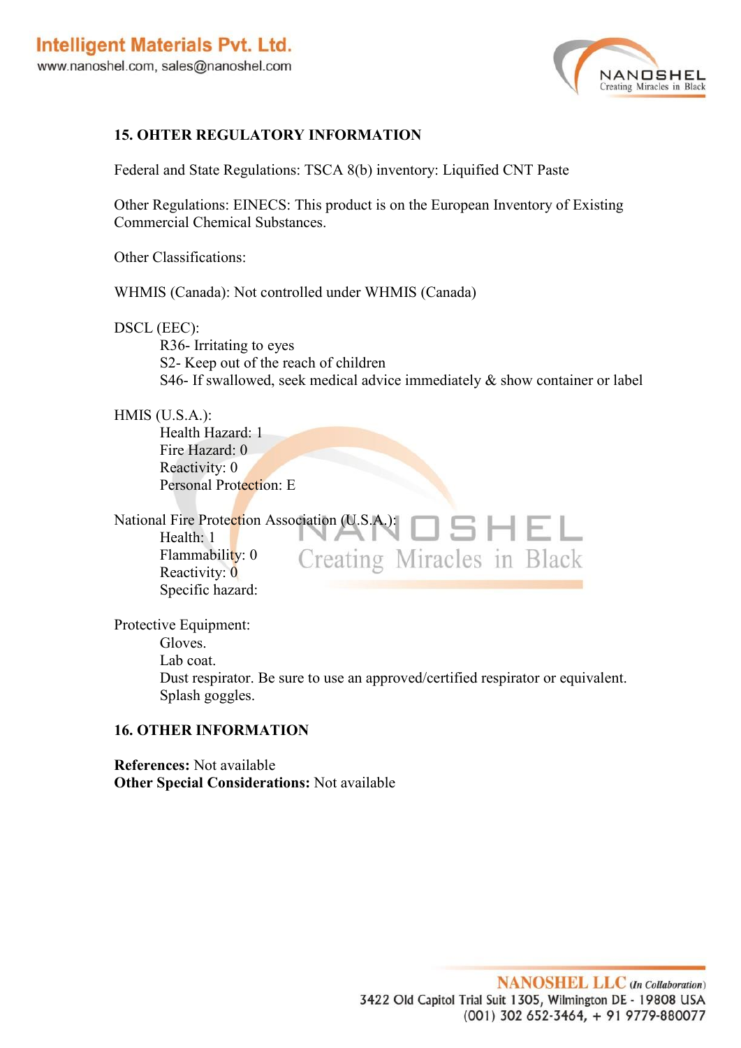## 15. OHTER REGULATORY INFORMATION

Federal and State Regulations: TSCA 8(b) inventory: Liquified CNT Paste

Other Regulations: EINECS: This product is on the European Inventory of Existing Commercial Chemical Substances.

Other Classifications:

WHMIS (Canada): Not controlled under WHMIS (Canada)

DSCL (EEC):
- R36- Irritating to eyes
- S2- Keep out of the reach of children
- S46- If swallowed, seek medical advice immediately & show container or label

HMIS (U.S.A.):
- Health Hazard: 1
- Fire Hazard: 0
- Reactivity: 0
- Personal Protection: E

National Fire Protection Association (U.S.A.):
- Health: 1
- Flammability: 0
- Reactivity: 0
- Specific hazard:

Protective Equipment:
- Gloves.
- Lab coat.
- Dust respirator. Be sure to use an approved/certified respirator or equivalent.
- Splash goggles.

## 16. OTHER INFORMATION

**References:** Not available
**Other Special Considerations:** Not available